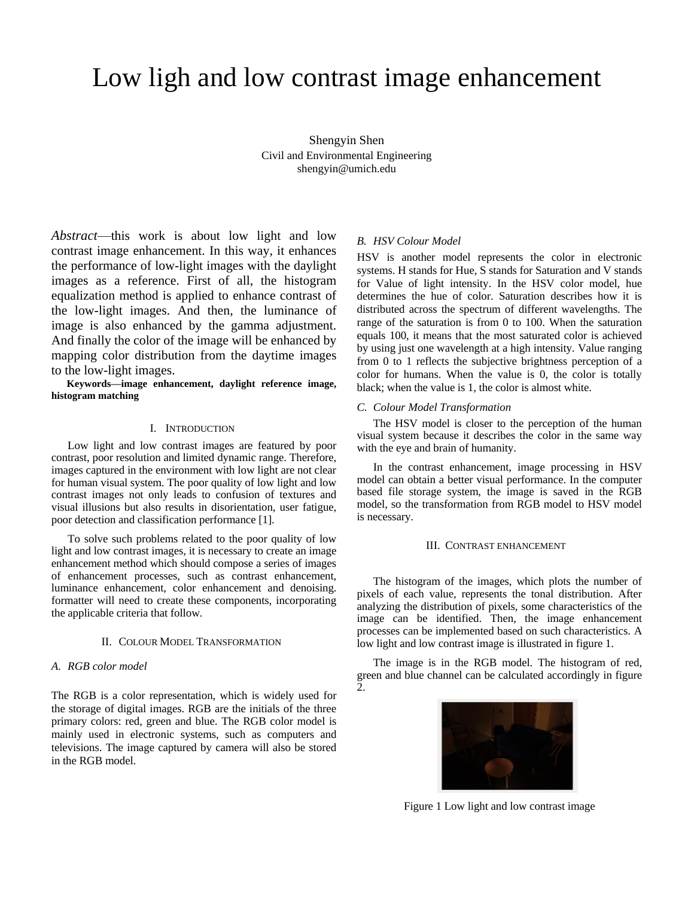# Low ligh and low contrast image enhancement

Shengyin Shen
Civil and Environmental Engineering
shengyin@umich.edu

*Abstract*—this work is about low light and low contrast image enhancement. In this way, it enhances the performance of low-light images with the daylight images as a reference. First of all, the histogram equalization method is applied to enhance contrast of the low-light images. And then, the luminance of image is also enhanced by the gamma adjustment. And finally the color of the image will be enhanced by mapping color distribution from the daytime images to the low-light images.

**Keywords—image enhancement, daylight reference image, histogram matching**

## I. Introduction

Low light and low contrast images are featured by poor contrast, poor resolution and limited dynamic range. Therefore, images captured in the environment with low light are not clear for human visual system. The poor quality of low light and low contrast images not only leads to confusion of textures and visual illusions but also results in disorientation, user fatigue, poor detection and classification performance [1].

To solve such problems related to the poor quality of low light and low contrast images, it is necessary to create an image enhancement method which should compose a series of images of enhancement processes, such as contrast enhancement, luminance enhancement, color enhancement and denoising. formatter will need to create these components, incorporating the applicable criteria that follow.

## II. Colour Model Transformation

### A. RGB color model

The RGB is a color representation, which is widely used for the storage of digital images. RGB are the initials of the three primary colors: red, green and blue. The RGB color model is mainly used in electronic systems, such as computers and televisions. The image captured by camera will also be stored in the RGB model.

### B. HSV Colour Model

HSV is another model represents the color in electronic systems. H stands for Hue, S stands for Saturation and V stands for Value of light intensity. In the HSV color model, hue determines the hue of color. Saturation describes how it is distributed across the spectrum of different wavelengths. The range of the saturation is from 0 to 100. When the saturation equals 100, it means that the most saturated color is achieved by using just one wavelength at a high intensity. Value ranging from 0 to 1 reflects the subjective brightness perception of a color for humans. When the value is 0, the color is totally black; when the value is 1, the color is almost white.

### C. Colour Model Transformation

The HSV model is closer to the perception of the human visual system because it describes the color in the same way with the eye and brain of humanity.

In the contrast enhancement, image processing in HSV model can obtain a better visual performance. In the computer based file storage system, the image is saved in the RGB model, so the transformation from RGB model to HSV model is necessary.

## III. Contrast enhancement

The histogram of the images, which plots the number of pixels of each value, represents the tonal distribution. After analyzing the distribution of pixels, some characteristics of the image can be identified. Then, the image enhancement processes can be implemented based on such characteristics. A low light and low contrast image is illustrated in figure 1.

The image is in the RGB model. The histogram of red, green and blue channel can be calculated accordingly in figure 2.

Figure 1 Low light and low contrast image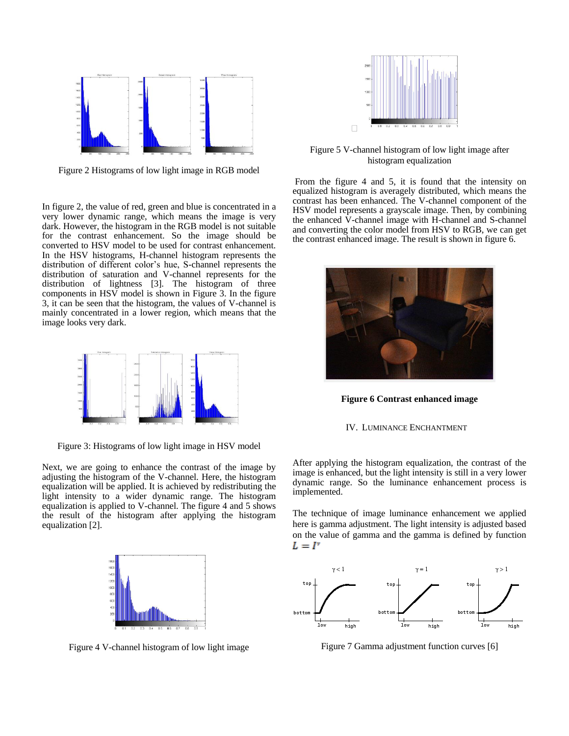Figure 2 Histograms of low light image in RGB model

In figure 2, the value of red, green and blue is concentrated in a very lower dynamic range, which means the image is very dark. However, the histogram in the RGB model is not suitable for the contrast enhancement. So the image should be converted to HSV model to be used for contrast enhancement. In the HSV histograms, H-channel histogram represents the distribution of different color's hue, S-channel represents the distribution of saturation and V-channel represents for the distribution of lightness [3]. The histogram of three components in HSV model is shown in Figure 3. In the figure 3, it can be seen that the histogram, the values of V-channel is mainly concentrated in a lower region, which means that the image looks very dark.

Figure 3: Histograms of low light image in HSV model

Next, we are going to enhance the contrast of the image by adjusting the histogram of the V-channel. Here, the histogram equalization will be applied. It is achieved by redistributing the light intensity to a wider dynamic range. The histogram equalization is applied to V-channel. The figure 4 and 5 shows the result of the histogram after applying the histogram equalization [2].

Figure 4 V-channel histogram of low light image

Figure 5 V-channel histogram of low light image after histogram equalization

From the figure 4 and 5, it is found that the intensity on equalized histogram is averagely distributed, which means the contrast has been enhanced. The V-channel component of the HSV model represents a grayscale image. Then, by combining the enhanced V-channel image with H-channel and S-channel and converting the color model from HSV to RGB, we can get the contrast enhanced image. The result is shown in figure 6.

**Figure 6 Contrast enhanced image**

## IV. LUMINANCE ENCHANTMENT

After applying the histogram equalization, the contrast of the image is enhanced, but the light intensity is still in a very lower dynamic range. So the luminance enhancement process is implemented.

The technique of image luminance enhancement we applied here is gamma adjustment. The light intensity is adjusted based on the value of gamma and the gamma is defined by function $L = I^{\gamma}$

Figure 7 Gamma adjustment function curves [6]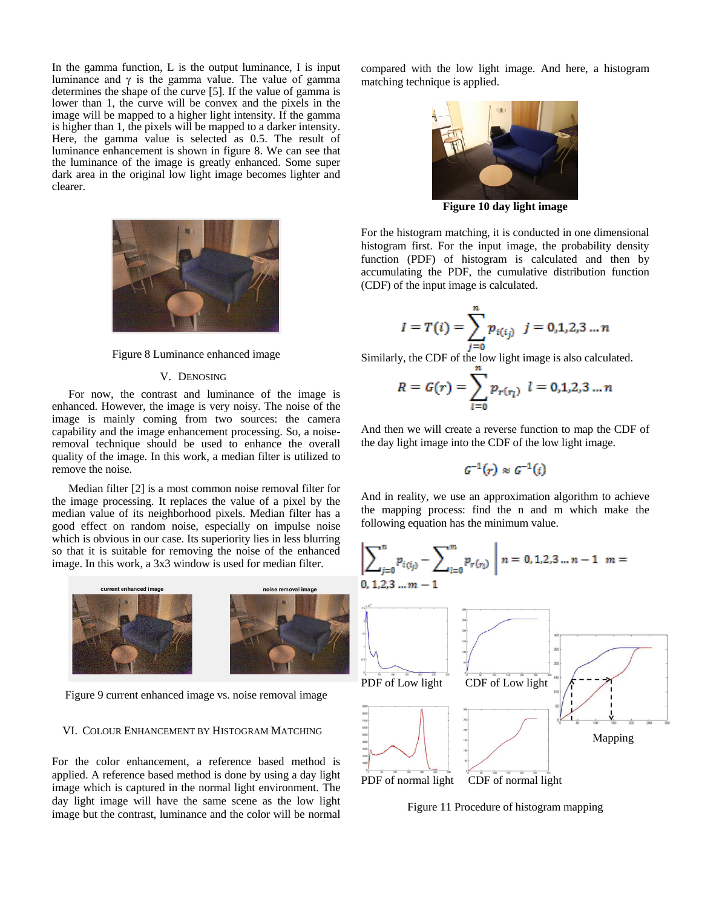In the gamma function, L is the output luminance, I is input luminance and γ is the gamma value. The value of gamma determines the shape of the curve [5]. If the value of gamma is lower than 1, the curve will be convex and the pixels in the image will be mapped to a higher light intensity. If the gamma is higher than 1, the pixels will be mapped to a darker intensity. Here, the gamma value is selected as 0.5. The result of luminance enhancement is shown in figure 8. We can see that the luminance of the image is greatly enhanced. Some super dark area in the original low light image becomes lighter and clearer.

Figure 8 Luminance enhanced image

## V. Denoising

For now, the contrast and luminance of the image is enhanced. However, the image is very noisy. The noise of the image is mainly coming from two sources: the camera capability and the image enhancement processing. So, a noise-removal technique should be used to enhance the overall quality of the image. In this work, a median filter is utilized to remove the noise.

Median filter [2] is a most common noise removal filter for the image processing. It replaces the value of a pixel by the median value of its neighborhood pixels. Median filter has a good effect on random noise, especially on impulse noise which is obvious in our case. Its superiority lies in less blurring so that it is suitable for removing the noise of the enhanced image. In this work, a 3x3 window is used for median filter.

Figure 9 current enhanced image vs. noise removal image

## VI. Colour Enhancement by Histogram Matching

For the color enhancement, a reference based method is applied. A reference based method is done by using a day light image which is captured in the normal light environment. The day light image will have the same scene as the low light image but the contrast, luminance and the color will be normal compared with the low light image. And here, a histogram matching technique is applied.

**Figure 10 day light image**

For the histogram matching, it is conducted in one dimensional histogram first. For the input image, the probability density function (PDF) of histogram is calculated and then by accumulating the PDF, the cumulative distribution function (CDF) of the input image is calculated.

$$I = T(i) = \sum_{j=0}^{n} p_{i(i_j)} \quad j = 0,1,2,3 \dots n$$

Similarly, the CDF of the low light image is also calculated.

$$R = G(r) = \sum_{l=0}^{n} p_{r(r_l)} \quad l = 0,1,2,3 \dots n$$

And then we will create a reverse function to map the CDF of the day light image into the CDF of the low light image.

$$G^{-1}(r) \approx G^{-1}(i)$$

And in reality, we use an approximation algorithm to achieve the mapping process: find the n and m which make the following equation has the minimum value.

$$\left| \sum_{j=0}^{n} p_{i(i_j)} - \sum_{l=0}^{m} p_{r(r_l)} \right| \quad n = 0,1,2,3 \dots n-1 \quad m = 0,1,2,3 \dots m-1$$

PDF of Low light &nbsp; CDF of Low light &nbsp; Mapping &nbsp; PDF of normal light &nbsp; CDF of normal light

Figure 11 Procedure of histogram mapping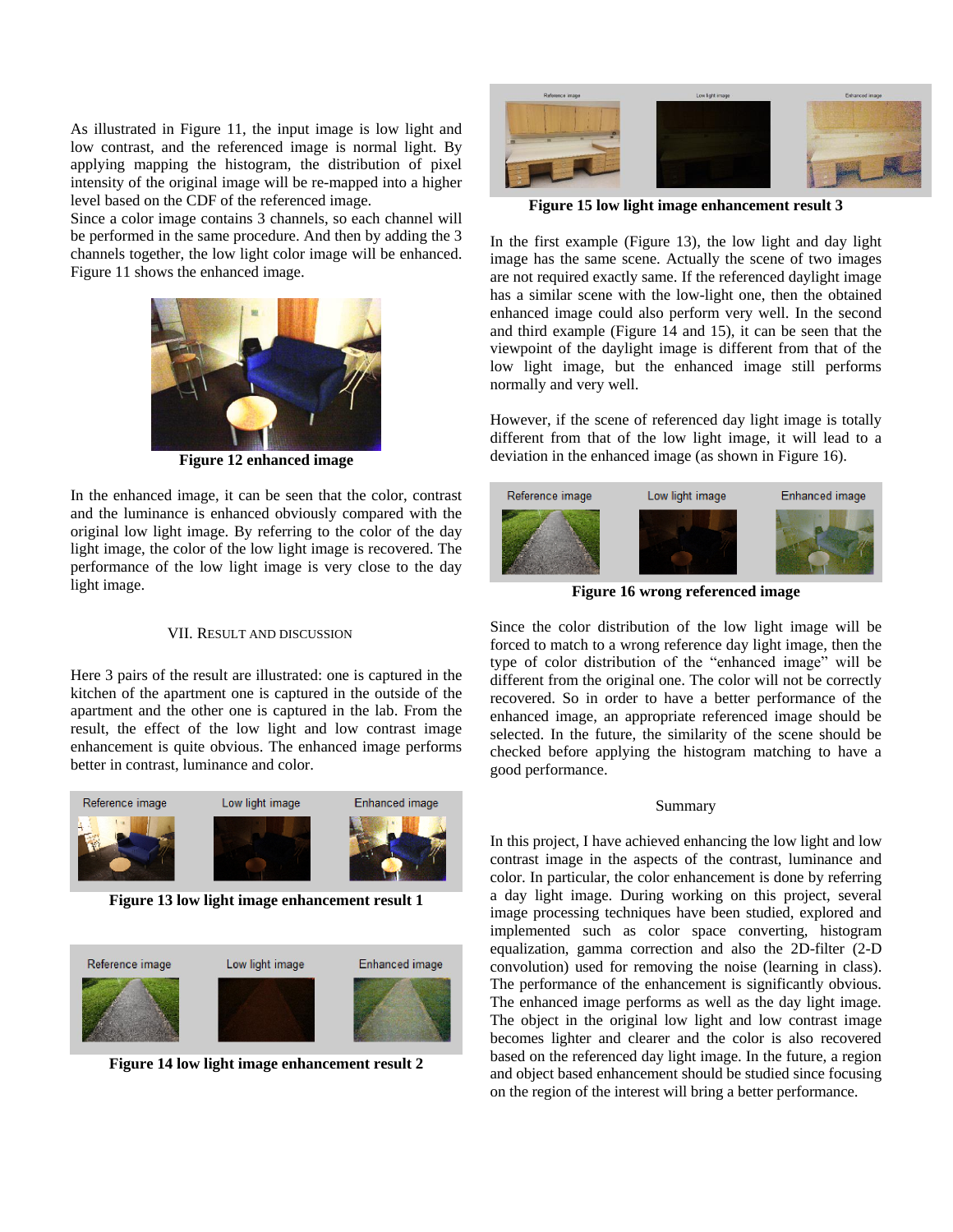As illustrated in Figure 11, the input image is low light and low contrast, and the referenced image is normal light. By applying mapping the histogram, the distribution of pixel intensity of the original image will be re-mapped into a higher level based on the CDF of the referenced image.
Since a color image contains 3 channels, so each channel will be performed in the same procedure. And then by adding the 3 channels together, the low light color image will be enhanced. Figure 11 shows the enhanced image.

**Figure 12 enhanced image**

In the enhanced image, it can be seen that the color, contrast and the luminance is enhanced obviously compared with the original low light image. By referring to the color of the day light image, the color of the low light image is recovered. The performance of the low light image is very close to the day light image.

## VII. Result and Discussion

Here 3 pairs of the result are illustrated: one is captured in the kitchen of the apartment one is captured in the outside of the apartment and the other one is captured in the lab. From the result, the effect of the low light and low contrast image enhancement is quite obvious. The enhanced image performs better in contrast, luminance and color.

Reference image Low light image Enhanced image

**Figure 13 low light image enhancement result 1**

Reference image Low light image Enhanced image

**Figure 14 low light image enhancement result 2**

Reference image Low light image Enhanced image

**Figure 15 low light image enhancement result 3**

In the first example (Figure 13), the low light and day light image has the same scene. Actually the scene of two images are not required exactly same. If the referenced daylight image has a similar scene with the low-light one, then the obtained enhanced image could also perform very well. In the second and third example (Figure 14 and 15), it can be seen that the viewpoint of the daylight image is different from that of the low light image, but the enhanced image still performs normally and very well.

However, if the scene of referenced day light image is totally different from that of the low light image, it will lead to a deviation in the enhanced image (as shown in Figure 16).

Reference image Low light image Enhanced image

**Figure 16 wrong referenced image**

Since the color distribution of the low light image will be forced to match to a wrong reference day light image, then the type of color distribution of the "enhanced image" will be different from the original one. The color will not be correctly recovered. So in order to have a better performance of the enhanced image, an appropriate referenced image should be selected. In the future, the similarity of the scene should be checked before applying the histogram matching to have a good performance.

## Summary

In this project, I have achieved enhancing the low light and low contrast image in the aspects of the contrast, luminance and color. In particular, the color enhancement is done by referring a day light image. During working on this project, several image processing techniques have been studied, explored and implemented such as color space converting, histogram equalization, gamma correction and also the 2D-filter (2-D convolution) used for removing the noise (learning in class). The performance of the enhancement is significantly obvious. The enhanced image performs as well as the day light image. The object in the original low light and low contrast image becomes lighter and clearer and the color is also recovered based on the referenced day light image. In the future, a region and object based enhancement should be studied since focusing on the region of the interest will bring a better performance.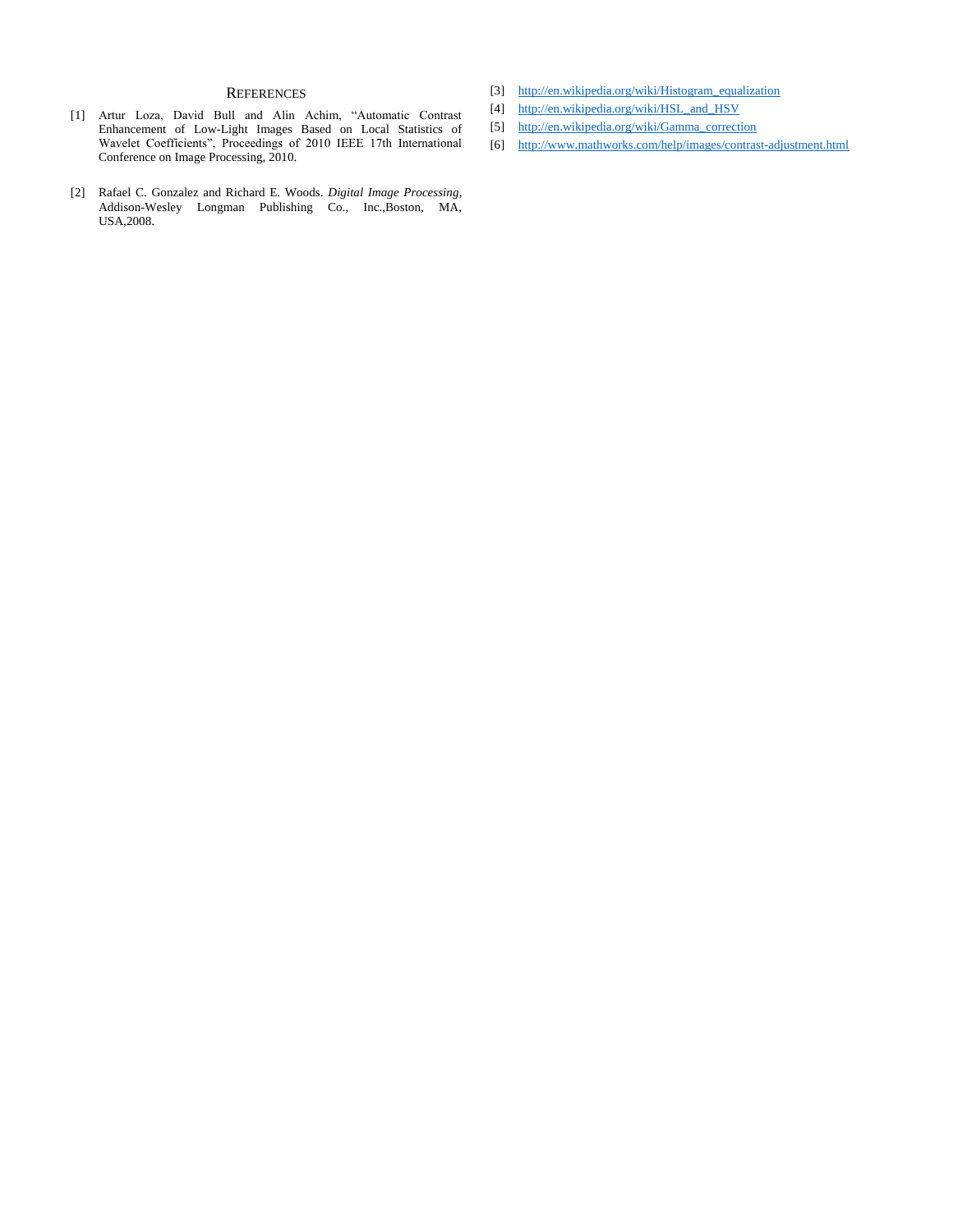## REFERENCES

[1] Artur Loza, David Bull and Alin Achim, "Automatic Contrast Enhancement of Low-Light Images Based on Local Statistics of Wavelet Coefficients", Proceedings of 2010 IEEE 17th International Conference on Image Processing, 2010.

[2] Rafael C. Gonzalez and Richard E. Woods. *Digital Image Processing*, Addison-Wesley Longman Publishing Co., Inc.,Boston, MA, USA,2008.

[3] http://en.wikipedia.org/wiki/Histogram_equalization

[4] http://en.wikipedia.org/wiki/HSL_and_HSV

[5] http://en.wikipedia.org/wiki/Gamma_correction

[6] http://www.mathworks.com/help/images/contrast-adjustment.html